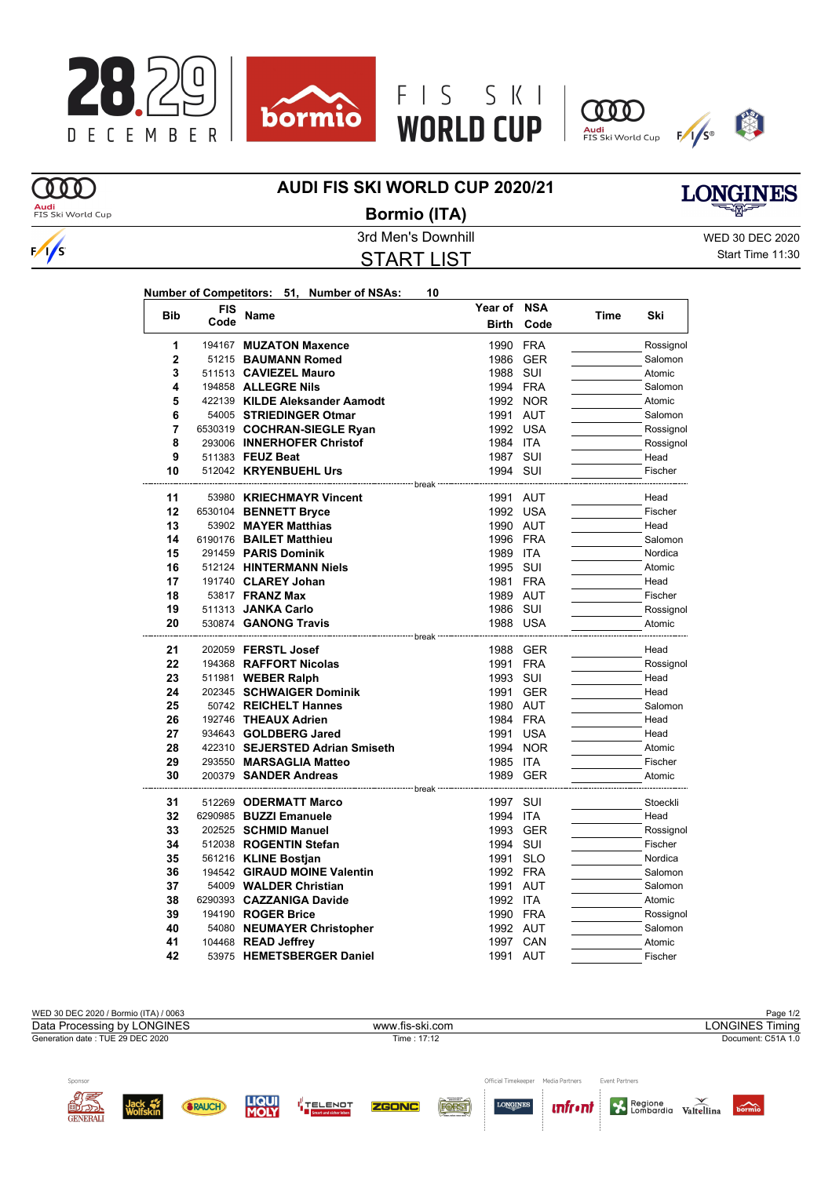# AUDI FIS SKI WORLD CUP 2020/21

## Bormio (ITA)

3rd Men's Downhill

WED 30 DEC 2020

Start Time 11:30

## START LIST

**Number of Competitors: 51, Number of NSAs: 10**

| Bib | FIS Code | Name | Year of Birth | NSA Code | Time | Ski |
|---|---|---|---|---|---|---|
| 1 | 194167 | **MUZATON Maxence** | 1990 | FRA | | Rossignol |
| 2 | 51215 | **BAUMANN Romed** | 1986 | GER | | Salomon |
| 3 | 511513 | **CAVIEZEL Mauro** | 1988 | SUI | | Atomic |
| 4 | 194858 | **ALLEGRE Nils** | 1994 | FRA | | Salomon |
| 5 | 422139 | **KILDE Aleksander Aamodt** | 1992 | NOR | | Atomic |
| 6 | 54005 | **STRIEDINGER Otmar** | 1991 | AUT | | Salomon |
| 7 | 6530319 | **COCHRAN-SIEGLE Ryan** | 1992 | USA | | Rossignol |
| 8 | 293006 | **INNERHOFER Christof** | 1984 | ITA | | Rossignol |
| 9 | 511383 | **FEUZ Beat** | 1987 | SUI | | Head |
| 10 | 512042 | **KRYENBUEHL Urs** | 1994 | SUI | | Fischer |
| | | break | | | | |
| 11 | 53980 | **KRIECHMAYR Vincent** | 1991 | AUT | | Head |
| 12 | 6530104 | **BENNETT Bryce** | 1992 | USA | | Fischer |
| 13 | 53902 | **MAYER Matthias** | 1990 | AUT | | Head |
| 14 | 6190176 | **BAILET Matthieu** | 1996 | FRA | | Salomon |
| 15 | 291459 | **PARIS Dominik** | 1989 | ITA | | Nordica |
| 16 | 512124 | **HINTERMANN Niels** | 1995 | SUI | | Atomic |
| 17 | 191740 | **CLAREY Johan** | 1981 | FRA | | Head |
| 18 | 53817 | **FRANZ Max** | 1989 | AUT | | Fischer |
| 19 | 511313 | **JANKA Carlo** | 1986 | SUI | | Rossignol |
| 20 | 530874 | **GANONG Travis** | 1988 | USA | | Atomic |
| | | break | | | | |
| 21 | 202059 | **FERSTL Josef** | 1988 | GER | | Head |
| 22 | 194368 | **RAFFORT Nicolas** | 1991 | FRA | | Rossignol |
| 23 | 511981 | **WEBER Ralph** | 1993 | SUI | | Head |
| 24 | 202345 | **SCHWAIGER Dominik** | 1991 | GER | | Head |
| 25 | 50742 | **REICHELT Hannes** | 1980 | AUT | | Salomon |
| 26 | 192746 | **THEAUX Adrien** | 1984 | FRA | | Head |
| 27 | 934643 | **GOLDBERG Jared** | 1991 | USA | | Head |
| 28 | 422310 | **SEJERSTED Adrian Smiseth** | 1994 | NOR | | Atomic |
| 29 | 293550 | **MARSAGLIA Matteo** | 1985 | ITA | | Fischer |
| 30 | 200379 | **SANDER Andreas** | 1989 | GER | | Atomic |
| | | break | | | | |
| 31 | 512269 | **ODERMATT Marco** | 1997 | SUI | | Stoeckli |
| 32 | 6290985 | **BUZZI Emanuele** | 1994 | ITA | | Head |
| 33 | 202525 | **SCHMID Manuel** | 1993 | GER | | Rossignol |
| 34 | 512038 | **ROGENTIN Stefan** | 1994 | SUI | | Fischer |
| 35 | 561216 | **KLINE Bostjan** | 1991 | SLO | | Nordica |
| 36 | 194542 | **GIRAUD MOINE Valentin** | 1992 | FRA | | Salomon |
| 37 | 54009 | **WALDER Christian** | 1991 | AUT | | Salomon |
| 38 | 6290393 | **CAZZANIGA Davide** | 1992 | ITA | | Atomic |
| 39 | 194190 | **ROGER Brice** | 1990 | FRA | | Rossignol |
| 40 | 54080 | **NEUMAYER Christopher** | 1992 | AUT | | Salomon |
| 41 | 104468 | **READ Jeffrey** | 1997 | CAN | | Atomic |
| 42 | 53975 | **HEMETSBERGER Daniel** | 1991 | AUT | | Fischer |

WED 30 DEC 2020 / Bormio (ITA) / 0063

Data Processing by LONGINES | www.fis-ski.com | LONGINES Timing

Generation date : TUE 29 DEC 2020 | Time : 17:12 | Document: C51A 1.0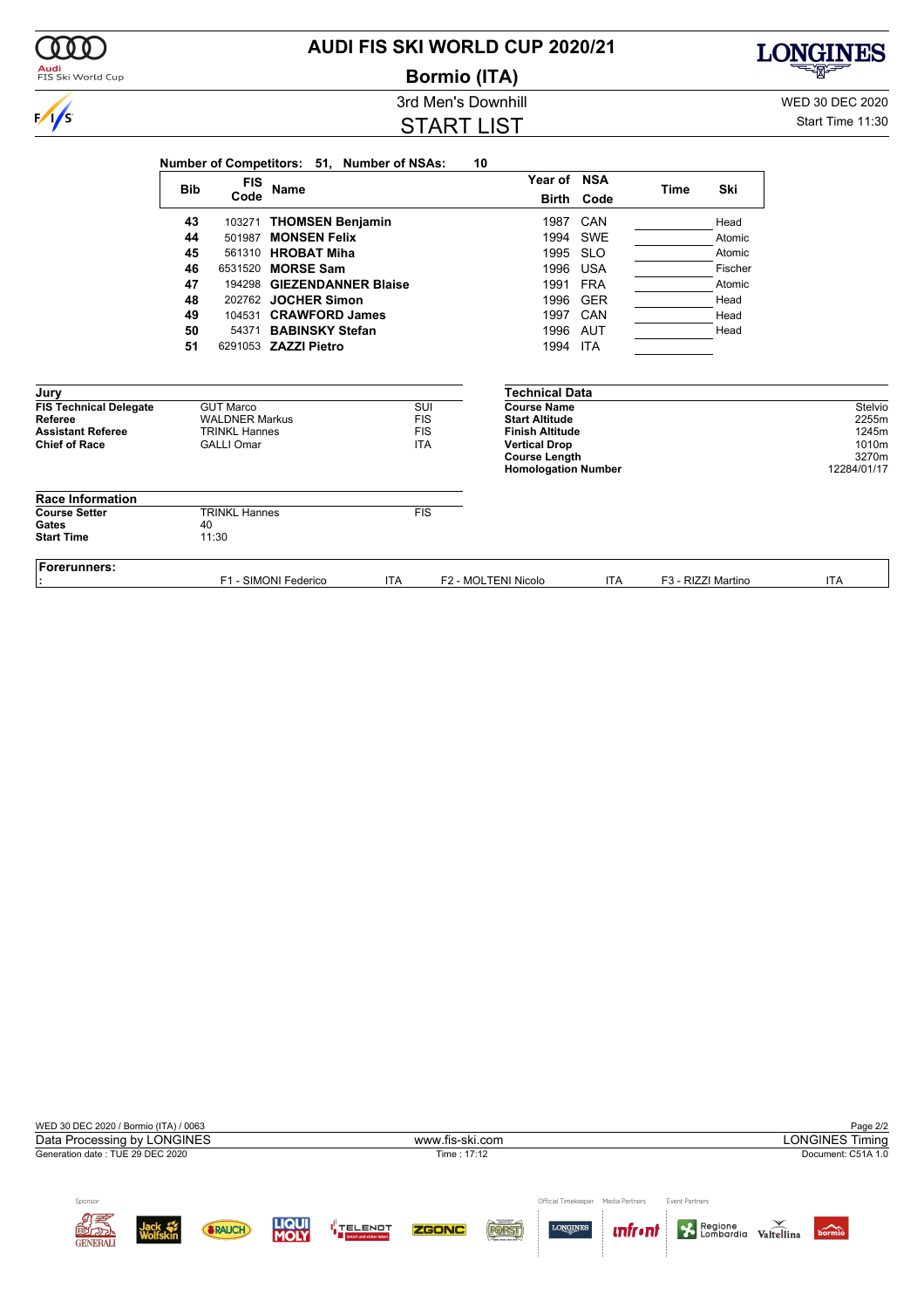# AUDI FIS SKI WORLD CUP 2020/21

## Bormio (ITA)

### 3rd Men's Downhill

### START LIST

WED 30 DEC 2020
Start Time 11:30

**Number of Competitors: 51, Number of NSAs: 10**

| Bib | FIS Code | Name | Year of Birth | NSA Code | Time | Ski |
|---|---|---|---|---|---|---|
| 43 | 103271 | **THOMSEN Benjamin** | 1987 | CAN | | Head |
| 44 | 501987 | **MONSEN Felix** | 1994 | SWE | | Atomic |
| 45 | 561310 | **HROBAT Miha** | 1995 | SLO | | Atomic |
| 46 | 6531520 | **MORSE Sam** | 1996 | USA | | Fischer |
| 47 | 194298 | **GIEZENDANNER Blaise** | 1991 | FRA | | Atomic |
| 48 | 202762 | **JOCHER Simon** | 1996 | GER | | Head |
| 49 | 104531 | **CRAWFORD James** | 1997 | CAN | | Head |
| 50 | 54371 | **BABINSKY Stefan** | 1996 | AUT | | Head |
| 51 | 6291053 | **ZAZZI Pietro** | 1994 | ITA | | |

**Jury**

| | | |
|---|---|---|
| **FIS Technical Delegate** | GUT Marco | SUI |
| **Referee** | WALDNER Markus | FIS |
| **Assistant Referee** | TRINKL Hannes | FIS |
| **Chief of Race** | GALLI Omar | ITA |

**Technical Data**

| | |
|---|---|
| **Course Name** | Stelvio |
| **Start Altitude** | 2255m |
| **Finish Altitude** | 1245m |
| **Vertical Drop** | 1010m |
| **Course Length** | 3270m |
| **Homologation Number** | 12284/01/17 |

**Race Information**

| | | |
|---|---|---|
| **Course Setter** | TRINKL Hannes | FIS |
| **Gates** | 40 | |
| **Start Time** | 11:30 | |

**Forerunners:**

| | | | | | |
|---|---|---|---|---|---|
| F1 - SIMONI Federico | ITA | F2 - MOLTENI Nicolo | ITA | F3 - RIZZI Martino | ITA |

WED 30 DEC 2020 / Bormio (ITA) / 0063
Data Processing by LONGINES — www.fis-ski.com — LONGINES Timing
Generation date : TUE 29 DEC 2020 — Time : 17:12 — Document: C51A 1.0